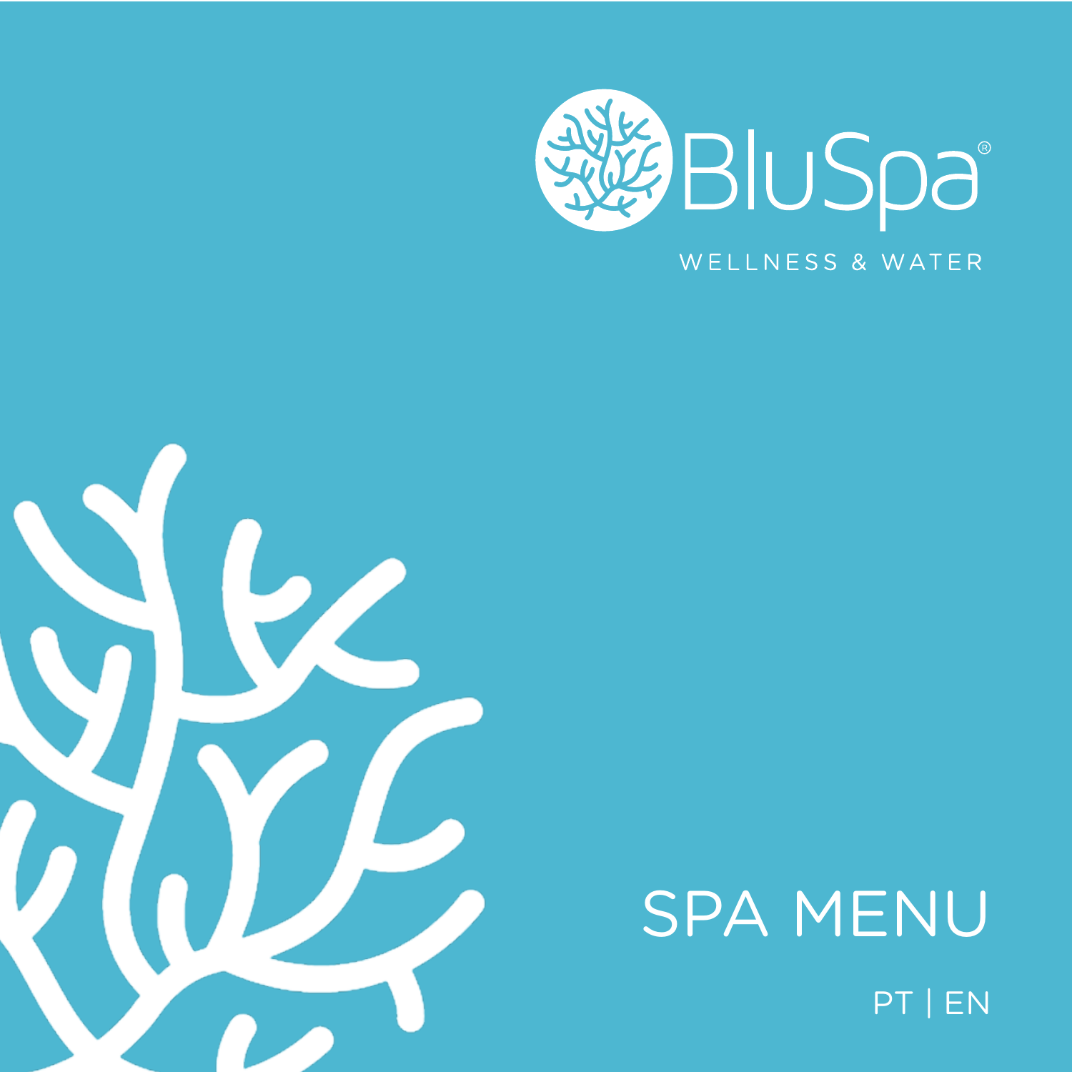BluSpa®

WELLNESS & WATER

# SPA MENU

PT | EN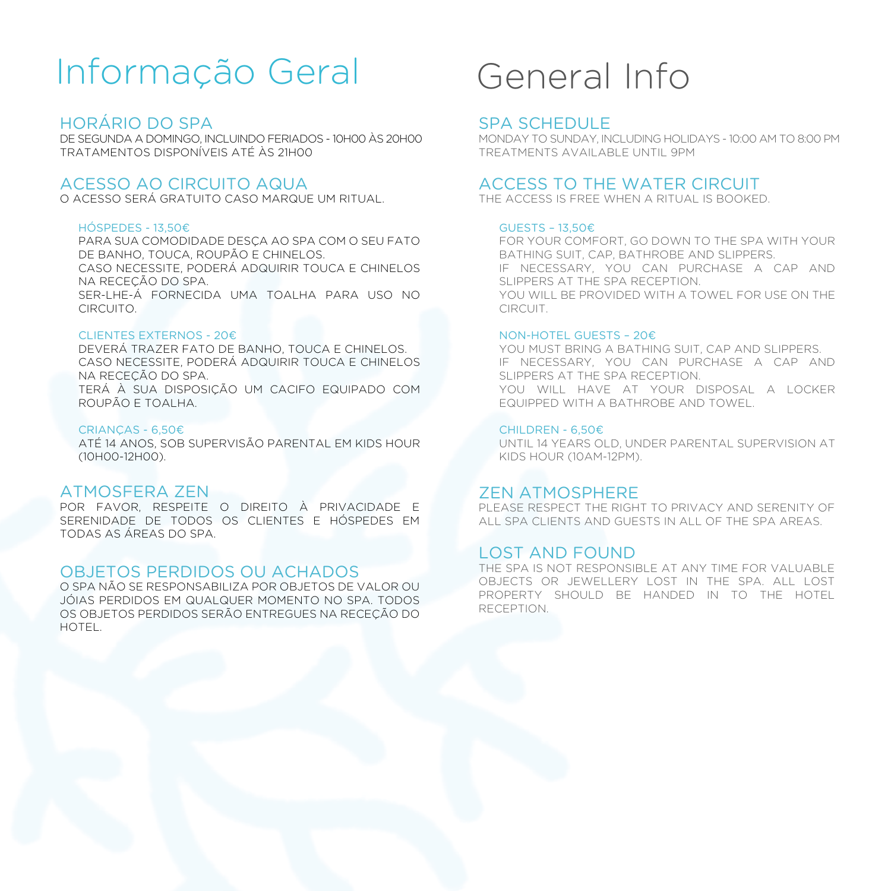# Informação Geral

## HORÁRIO DO SPA

DE SEGUNDA A DOMINGO, INCLUINDO FERIADOS - 10H00 ÀS 20H00
TRATAMENTOS DISPONÍVEIS ATÉ ÀS 21H00

## ACESSO AO CIRCUITO AQUA

O ACESSO SERÁ GRATUITO CASO MARQUE UM RITUAL.

### HÓSPEDES - 13,50€

PARA SUA COMODIDADE DESÇA AO SPA COM O SEU FATO DE BANHO, TOUCA, ROUPÃO E CHINELOS.
CASO NECESSITE, PODERÁ ADQUIRIR TOUCA E CHINELOS NA RECEÇÃO DO SPA.
SER-LHE-Á FORNECIDA UMA TOALHA PARA USO NO CIRCUITO.

### CLIENTES EXTERNOS - 20€

DEVERÁ TRAZER FATO DE BANHO, TOUCA E CHINELOS.
CASO NECESSITE, PODERÁ ADQUIRIR TOUCA E CHINELOS NA RECEÇÃO DO SPA.
TERÁ À SUA DISPOSIÇÃO UM CACIFO EQUIPADO COM ROUPÃO E TOALHA.

### CRIANÇAS - 6,50€

ATÉ 14 ANOS, SOB SUPERVISÃO PARENTAL EM KIDS HOUR (10H00-12H00).

## ATMOSFERA ZEN

POR FAVOR, RESPEITE O DIREITO À PRIVACIDADE E SERENIDADE DE TODOS OS CLIENTES E HÓSPEDES EM TODAS AS ÁREAS DO SPA.

## OBJETOS PERDIDOS OU ACHADOS

O SPA NÃO SE RESPONSABILIZA POR OBJETOS DE VALOR OU JÓIAS PERDIDOS EM QUALQUER MOMENTO NO SPA. TODOS OS OBJETOS PERDIDOS SERÃO ENTREGUES NA RECEÇÃO DO HOTEL.

# General Info

## SPA SCHEDULE

MONDAY TO SUNDAY, INCLUDING HOLIDAYS - 10:00 AM TO 8:00 PM
TREATMENTS AVAILABLE UNTIL 9PM

## ACCESS TO THE WATER CIRCUIT

THE ACCESS IS FREE WHEN A RITUAL IS BOOKED.

### GUESTS – 13,50€

FOR YOUR COMFORT, GO DOWN TO THE SPA WITH YOUR BATHING SUIT, CAP, BATHROBE AND SLIPPERS.
IF NECESSARY, YOU CAN PURCHASE A CAP AND SLIPPERS AT THE SPA RECEPTION.
YOU WILL BE PROVIDED WITH A TOWEL FOR USE ON THE CIRCUIT.

### NON-HOTEL GUESTS – 20€

YOU MUST BRING A BATHING SUIT, CAP AND SLIPPERS.
IF NECESSARY, YOU CAN PURCHASE A CAP AND SLIPPERS AT THE SPA RECEPTION.
YOU WILL HAVE AT YOUR DISPOSAL A LOCKER EQUIPPED WITH A BATHROBE AND TOWEL.

### CHILDREN - 6,50€

UNTIL 14 YEARS OLD, UNDER PARENTAL SUPERVISION AT KIDS HOUR (10AM-12PM).

## ZEN ATMOSPHERE

PLEASE RESPECT THE RIGHT TO PRIVACY AND SERENITY OF ALL SPA CLIENTS AND GUESTS IN ALL OF THE SPA AREAS.

## LOST AND FOUND

THE SPA IS NOT RESPONSIBLE AT ANY TIME FOR VALUABLE OBJECTS OR JEWELLERY LOST IN THE SPA. ALL LOST PROPERTY SHOULD BE HANDED IN TO THE HOTEL RECEPTION.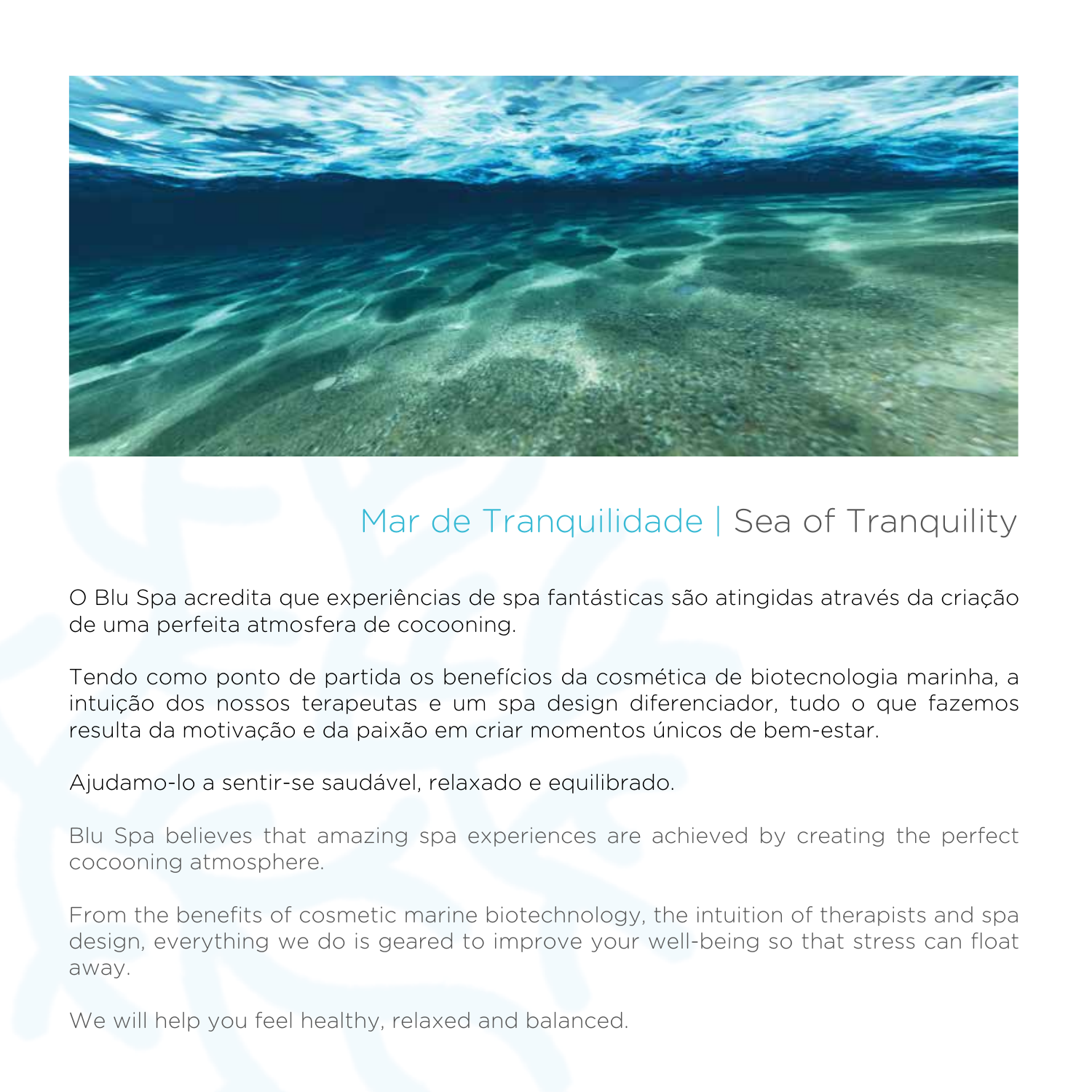## Mar de Tranquilidade | Sea of Tranquility

O Blu Spa acredita que experiências de spa fantásticas são atingidas através da criação de uma perfeita atmosfera de cocooning.

Tendo como ponto de partida os benefícios da cosmética de biotecnologia marinha, a intuição dos nossos terapeutas e um spa design diferenciador, tudo o que fazemos resulta da motivação e da paixão em criar momentos únicos de bem-estar.

Ajudamo-lo a sentir-se saudável, relaxado e equilibrado.

Blu Spa believes that amazing spa experiences are achieved by creating the perfect cocooning atmosphere.

From the benefits of cosmetic marine biotechnology, the intuition of therapists and spa design, everything we do is geared to improve your well-being so that stress can float away.

We will help you feel healthy, relaxed and balanced.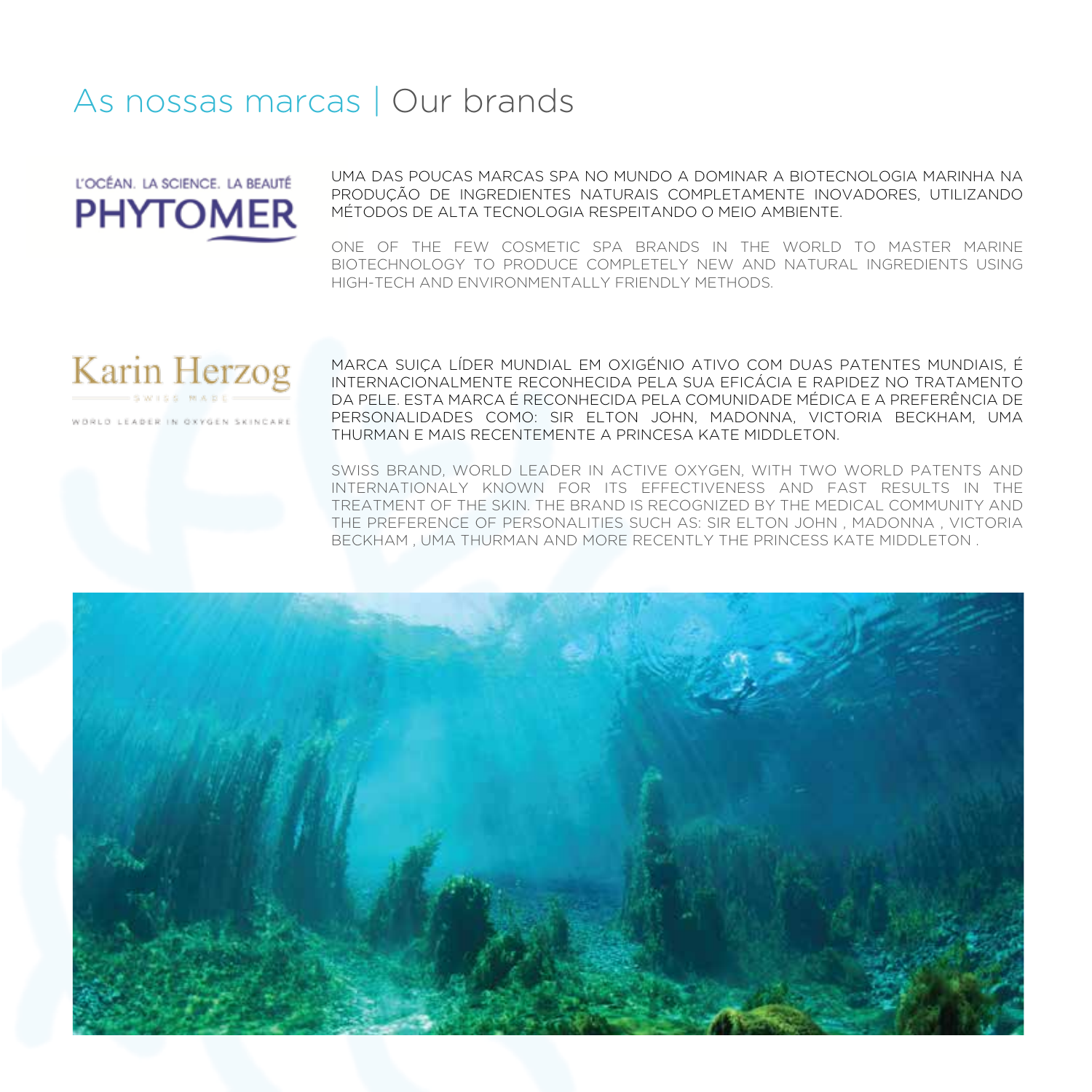# As nossas marcas | Our brands

L'OCÉAN. LA SCIENCE. LA BEAUTÉ
**PHYTOMER**

UMA DAS POUCAS MARCAS SPA NO MUNDO A DOMINAR A BIOTECNOLOGIA MARINHA NA PRODUÇÃO DE INGREDIENTES NATURAIS COMPLETAMENTE INOVADORES, UTILIZANDO MÉTODOS DE ALTA TECNOLOGIA RESPEITANDO O MEIO AMBIENTE.

ONE OF THE FEW COSMETIC SPA BRANDS IN THE WORLD TO MASTER MARINE BIOTECHNOLOGY TO PRODUCE COMPLETELY NEW AND NATURAL INGREDIENTS USING HIGH-TECH AND ENVIRONMENTALLY FRIENDLY METHODS.

**Karin Herzog**
SWISS MADE
WORLD LEADER IN OXYGEN SKINCARE

MARCA SUIÇA LÍDER MUNDIAL EM OXIGÉNIO ATIVO COM DUAS PATENTES MUNDIAIS, É INTERNACIONALMENTE RECONHECIDA PELA SUA EFICÁCIA E RAPIDEZ NO TRATAMENTO DA PELE. ESTA MARCA É RECONHECIDA PELA COMUNIDADE MÉDICA E A PREFERÊNCIA DE PERSONALIDADES COMO: SIR ELTON JOHN, MADONNA, VICTORIA BECKHAM, UMA THURMAN E MAIS RECENTEMENTE A PRINCESA KATE MIDDLETON.

SWISS BRAND, WORLD LEADER IN ACTIVE OXYGEN, WITH TWO WORLD PATENTS AND INTERNATIONALY KNOWN FOR ITS EFFECTIVENESS AND FAST RESULTS IN THE TREATMENT OF THE SKIN. THE BRAND IS RECOGNIZED BY THE MEDICAL COMMUNITY AND THE PREFERENCE OF PERSONALITIES SUCH AS: SIR ELTON JOHN , MADONNA , VICTORIA BECKHAM , UMA THURMAN AND MORE RECENTLY THE PRINCESS KATE MIDDLETON .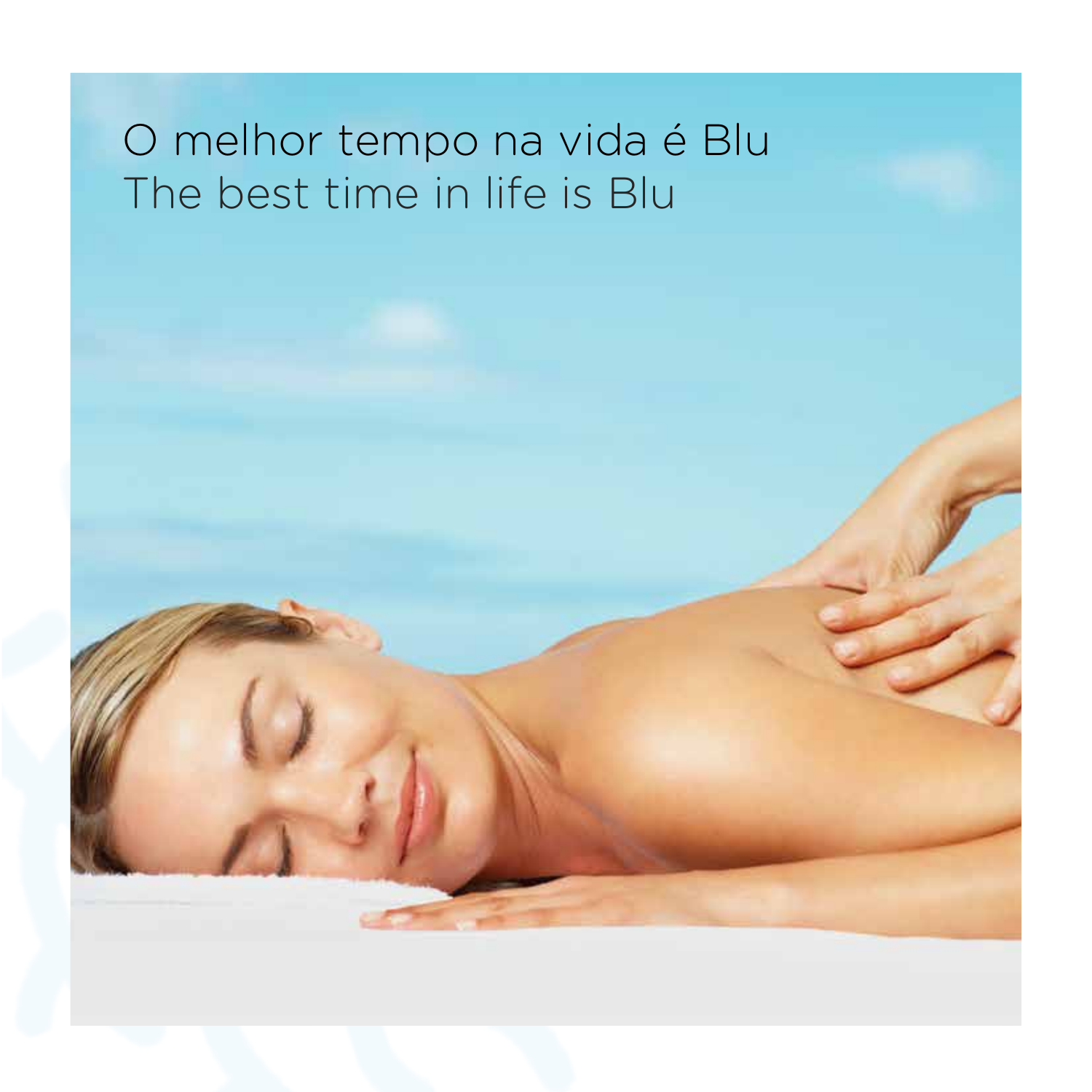O melhor tempo na vida é Blu

The best time in life is Blu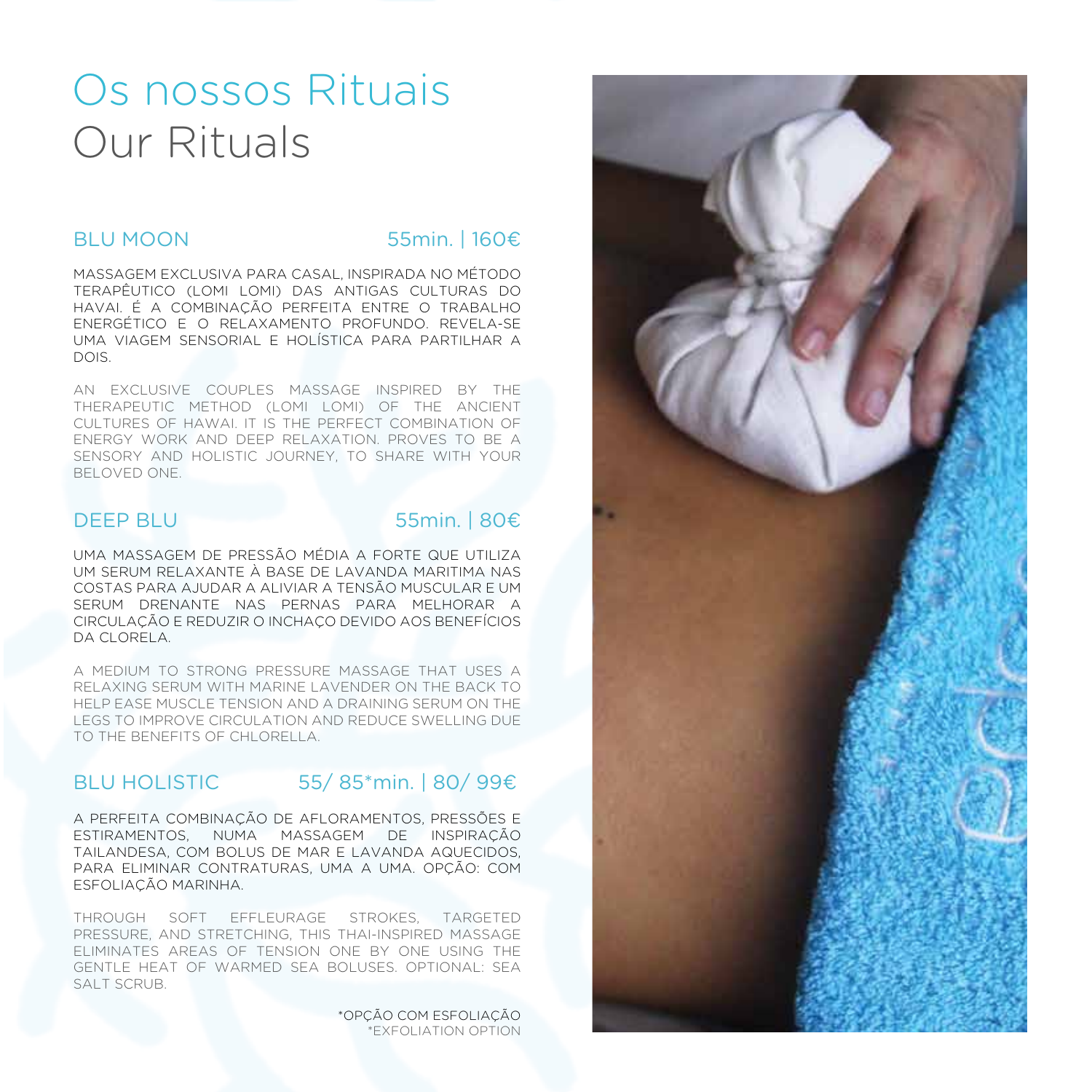# Os nossos Rituais
# Our Rituals

## BLU MOON — 55min. | 160€

MASSAGEM EXCLUSIVA PARA CASAL, INSPIRADA NO MÉTODO TERAPÊUTICO (LOMI LOMI) DAS ANTIGAS CULTURAS DO HAVAI. É A COMBINAÇÃO PERFEITA ENTRE O TRABALHO ENERGÉTICO E O RELAXAMENTO PROFUNDO. REVELA-SE UMA VIAGEM SENSORIAL E HOLÍSTICA PARA PARTILHAR A DOIS.

AN EXCLUSIVE COUPLES MASSAGE INSPIRED BY THE THERAPEUTIC METHOD (LOMI LOMI) OF THE ANCIENT CULTURES OF HAWAI. IT IS THE PERFECT COMBINATION OF ENERGY WORK AND DEEP RELAXATION. PROVES TO BE A SENSORY AND HOLISTIC JOURNEY, TO SHARE WITH YOUR BELOVED ONE.

## DEEP BLU — 55min. | 80€

UMA MASSAGEM DE PRESSÃO MÉDIA A FORTE QUE UTILIZA UM SERUM RELAXANTE À BASE DE LAVANDA MARITIMA NAS COSTAS PARA AJUDAR A ALIVIAR A TENSÃO MUSCULAR E UM SERUM DRENANTE NAS PERNAS PARA MELHORAR A CIRCULAÇÃO E REDUZIR O INCHAÇO DEVIDO AOS BENEFÍCIOS DA CLORELA.

A MEDIUM TO STRONG PRESSURE MASSAGE THAT USES A RELAXING SERUM WITH MARINE LAVENDER ON THE BACK TO HELP EASE MUSCLE TENSION AND A DRAINING SERUM ON THE LEGS TO IMPROVE CIRCULATION AND REDUCE SWELLING DUE TO THE BENEFITS OF CHLORELLA.

## BLU HOLISTIC — 55/ 85*min. | 80/ 99€

A PERFEITA COMBINAÇÃO DE AFLORAMENTOS, PRESSÕES E ESTIRAMENTOS, NUMA MASSAGEM DE INSPIRAÇÃO TAILANDESA, COM BOLUS DE MAR E LAVANDA AQUECIDOS, PARA ELIMINAR CONTRATURAS, UMA A UMA. OPÇÃO: COM ESFOLIAÇÃO MARINHA.

THROUGH SOFT EFFLEURAGE STROKES, TARGETED PRESSURE, AND STRETCHING, THIS THAI-INSPIRED MASSAGE ELIMINATES AREAS OF TENSION ONE BY ONE USING THE GENTLE HEAT OF WARMED SEA BOLUSES. OPTIONAL: SEA SALT SCRUB.

*OPÇÃO COM ESFOLIAÇÃO
*EXFOLIATION OPTION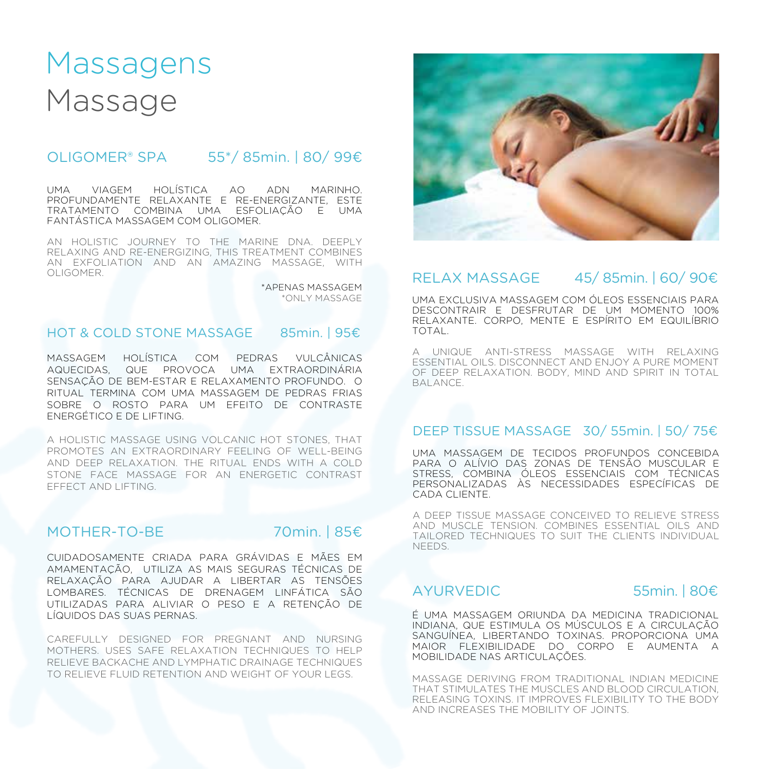# Massagens
# Massage

## OLIGOMER® SPA 55*/ 85min. | 80/ 99€

UMA VIAGEM HOLÍSTICA AO ADN MARINHO. PROFUNDAMENTE RELAXANTE E RE-ENERGIZANTE, ESTE TRATAMENTO COMBINA UMA ESFOLIAÇÃO E UMA FANTÁSTICA MASSAGEM COM OLIGOMER.

AN HOLISTIC JOURNEY TO THE MARINE DNA. DEEPLY RELAXING AND RE-ENERGIZING, THIS TREATMENT COMBINES AN EXFOLIATION AND AN AMAZING MASSAGE, WITH OLIGOMER.

*APENAS MASSAGEM
*ONLY MASSAGE

## HOT & COLD STONE MASSAGE 85min. | 95€

MASSAGEM HOLÍSTICA COM PEDRAS VULCÂNICAS AQUECIDAS, QUE PROVOCA UMA EXTRAORDINÁRIA SENSAÇÃO DE BEM-ESTAR E RELAXAMENTO PROFUNDO. O RITUAL TERMINA COM UMA MASSAGEM DE PEDRAS FRIAS SOBRE O ROSTO PARA UM EFEITO DE CONTRASTE ENERGÉTICO E DE LIFTING.

A HOLISTIC MASSAGE USING VOLCANIC HOT STONES, THAT PROMOTES AN EXTRAORDINARY FEELING OF WELL-BEING AND DEEP RELAXATION. THE RITUAL ENDS WITH A COLD STONE FACE MASSAGE FOR AN ENERGETIC CONTRAST EFFECT AND LIFTING.

## MOTHER-TO-BE 70min. | 85€

CUIDADOSAMENTE CRIADA PARA GRÁVIDAS E MÃES EM AMAMENTAÇÃO, UTILIZA AS MAIS SEGURAS TÉCNICAS DE RELAXAÇÃO PARA AJUDAR A LIBERTAR AS TENSÕES LOMBARES. TÉCNICAS DE DRENAGEM LINFÁTICA SÃO UTILIZADAS PARA ALIVIAR O PESO E A RETENÇÃO DE LÍQUIDOS DAS SUAS PERNAS.

CAREFULLY DESIGNED FOR PREGNANT AND NURSING MOTHERS. USES SAFE RELAXATION TECHNIQUES TO HELP RELIEVE BACKACHE AND LYMPHATIC DRAINAGE TECHNIQUES TO RELIEVE FLUID RETENTION AND WEIGHT OF YOUR LEGS.

## RELAX MASSAGE 45/ 85min. | 60/ 90€

UMA EXCLUSIVA MASSAGEM COM ÓLEOS ESSENCIAIS PARA DESCONTRAIR E DESFRUTAR DE UM MOMENTO 100% RELAXANTE. CORPO, MENTE E ESPÍRITO EM EQUILÍBRIO TOTAL.

A UNIQUE ANTI-STRESS MASSAGE WITH RELAXING ESSENTIAL OILS. DISCONNECT AND ENJOY A PURE MOMENT OF DEEP RELAXATION. BODY, MIND AND SPIRIT IN TOTAL BALANCE.

## DEEP TISSUE MASSAGE 30/ 55min. | 50/ 75€

UMA MASSAGEM DE TECIDOS PROFUNDOS CONCEBIDA PARA O ALÍVIO DAS ZONAS DE TENSÃO MUSCULAR E STRESS, COMBINA ÓLEOS ESSENCIAIS COM TÉCNICAS PERSONALIZADAS ÀS NECESSIDADES ESPECÍFICAS DE CADA CLIENTE.

A DEEP TISSUE MASSAGE CONCEIVED TO RELIEVE STRESS AND MUSCLE TENSION. COMBINES ESSENTIAL OILS AND TAILORED TECHNIQUES TO SUIT THE CLIENTS INDIVIDUAL NEEDS.

## AYURVEDIC 55min. | 80€

É UMA MASSAGEM ORIUNDA DA MEDICINA TRADICIONAL INDIANA, QUE ESTIMULA OS MÚSCULOS E A CIRCULAÇÃO SANGUÍNEA, LIBERTANDO TOXINAS. PROPORCIONA UMA MAIOR FLEXIBILIDADE DO CORPO E AUMENTA A MOBILIDADE NAS ARTICULAÇÕES.

MASSAGE DERIVING FROM TRADITIONAL INDIAN MEDICINE THAT STIMULATES THE MUSCLES AND BLOOD CIRCULATION, RELEASING TOXINS. IT IMPROVES FLEXIBILITY TO THE BODY AND INCREASES THE MOBILITY OF JOINTS.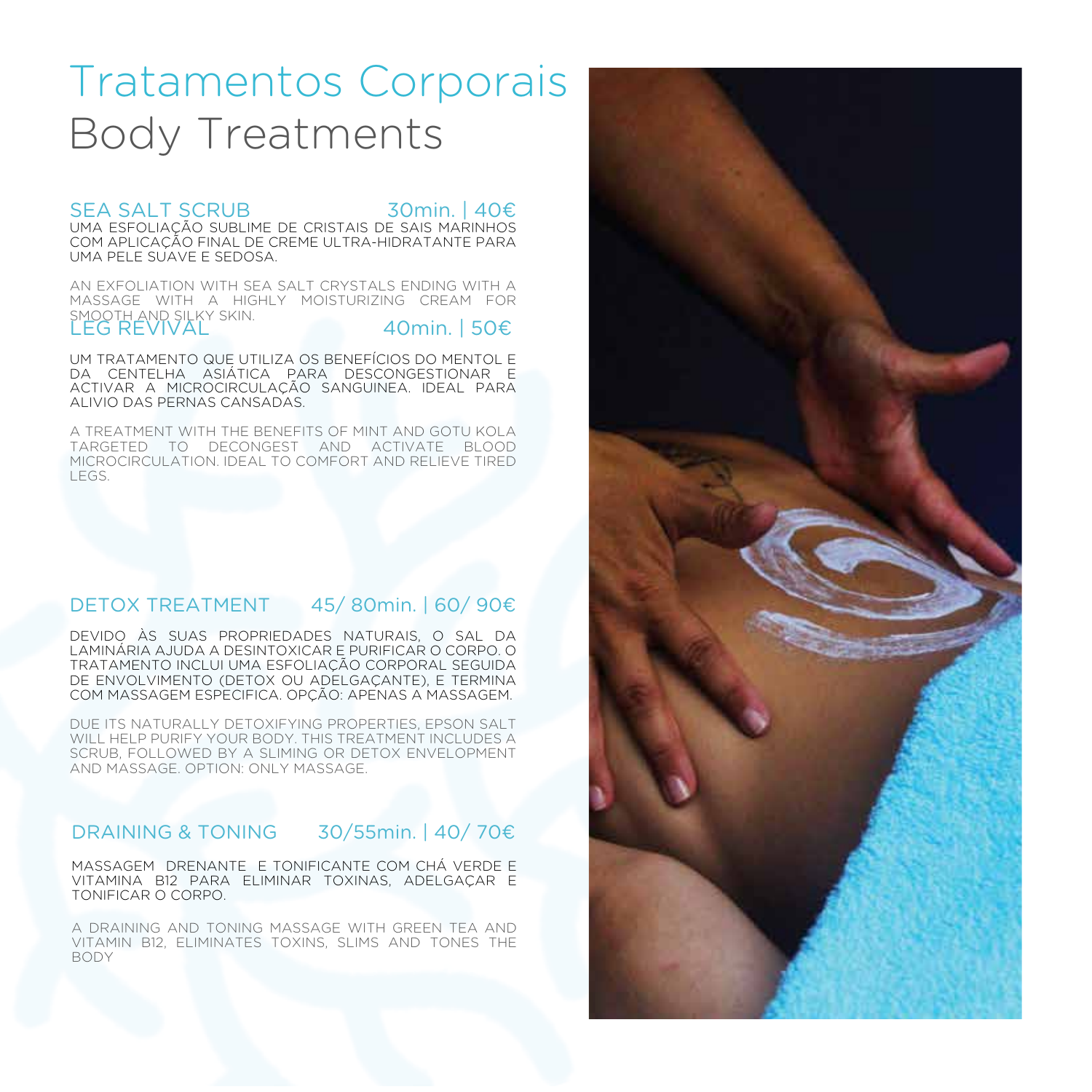# Tratamentos Corporais
# Body Treatments

## SEA SALT SCRUB 30min. | 40€

UMA ESFOLIAÇÃO SUBLIME DE CRISTAIS DE SAIS MARINHOS COM APLICAÇÃO FINAL DE CREME ULTRA-HIDRATANTE PARA UMA PELE SUAVE E SEDOSA.

AN EXFOLIATION WITH SEA SALT CRYSTALS ENDING WITH A MASSAGE WITH A HIGHLY MOISTURIZING CREAM FOR SMOOTH AND SILKY SKIN.

## LEG REVIVAL 40min. | 50€

UM TRATAMENTO QUE UTILIZA OS BENEFÍCIOS DO MENTOL E DA CENTELHA ASIÁTICA PARA DESCONGESTIONAR E ACTIVAR A MICROCIRCULAÇÃO SANGUINEA. IDEAL PARA ALIVIO DAS PERNAS CANSADAS.

A TREATMENT WITH THE BENEFITS OF MINT AND GOTU KOLA TARGETED TO DECONGEST AND ACTIVATE BLOOD MICROCIRCULATION. IDEAL TO COMFORT AND RELIEVE TIRED LEGS.

## DETOX TREATMENT 45/ 80min. | 60/ 90€

DEVIDO ÀS SUAS PROPRIEDADES NATURAIS, O SAL DA LAMINÁRIA AJUDA A DESINTOXICAR E PURIFICAR O CORPO. O TRATAMENTO INCLUI UMA ESFOLIAÇÃO CORPORAL SEGUIDA DE ENVOLVIMENTO (DETOX OU ADELGAÇANTE), E TERMINA COM MASSAGEM ESPECIFICA. OPÇÃO: APENAS A MASSAGEM.

DUE ITS NATURALLY DETOXIFYING PROPERTIES, EPSON SALT WILL HELP PURIFY YOUR BODY. THIS TREATMENT INCLUDES A SCRUB, FOLLOWED BY A SLIMING OR DETOX ENVELOPMENT AND MASSAGE. OPTION: ONLY MASSAGE.

## DRAINING & TONING 30/55min. | 40/ 70€

MASSAGEM DRENANTE E TONIFICANTE COM CHÁ VERDE E VITAMINA B12 PARA ELIMINAR TOXINAS, ADELGAÇAR E TONIFICAR O CORPO.

A DRAINING AND TONING MASSAGE WITH GREEN TEA AND VITAMIN B12, ELIMINATES TOXINS, SLIMS AND TONES THE BODY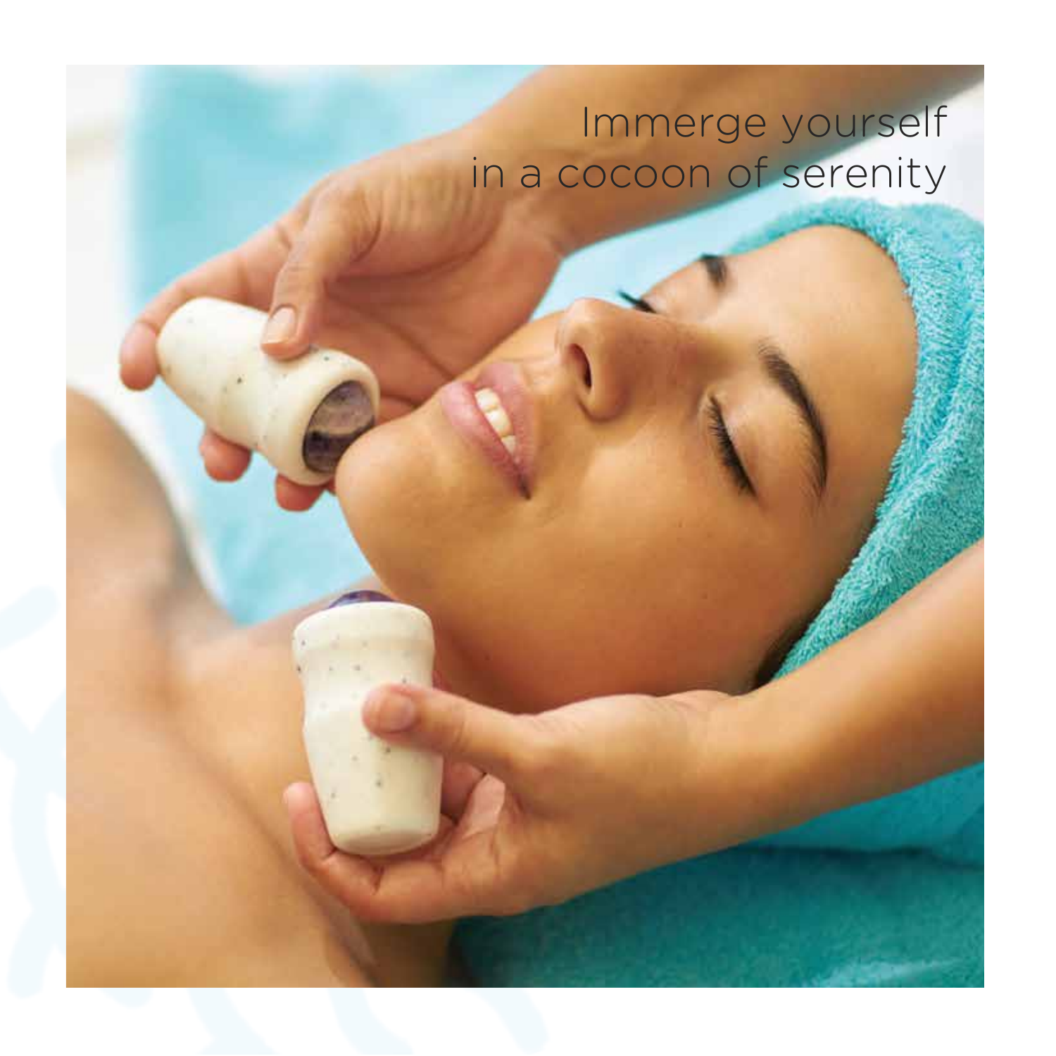Immerge yourself
in a cocoon of serenity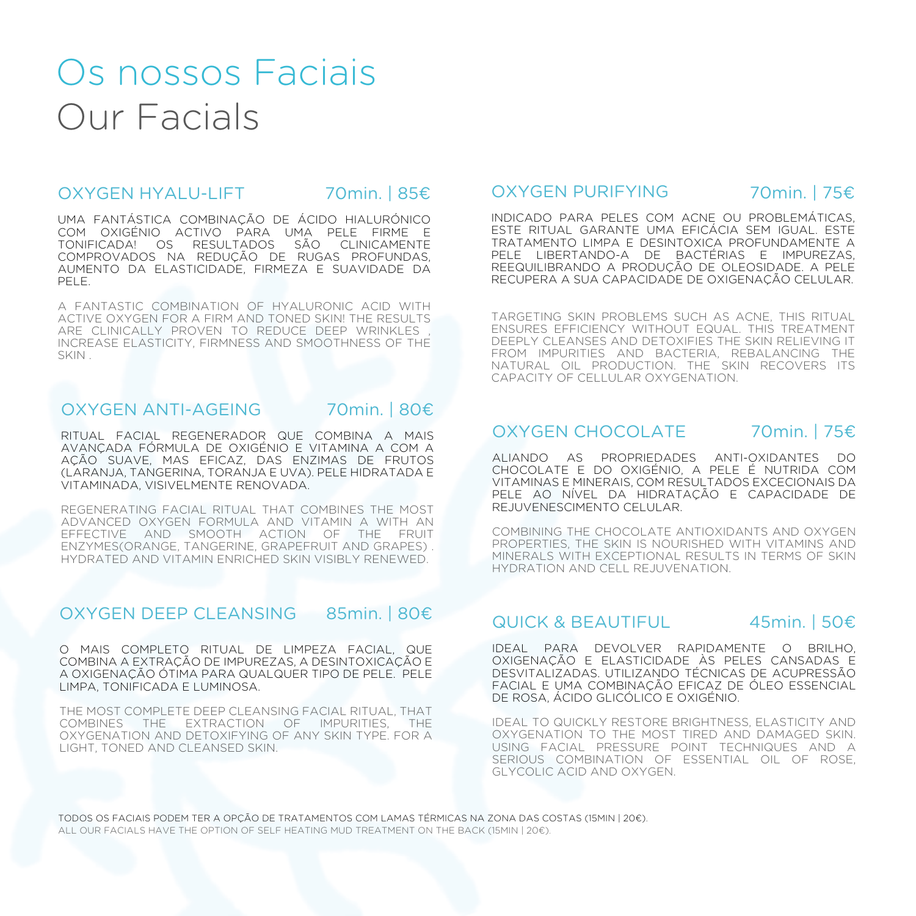# Os nossos Faciais
# Our Facials

## OXYGEN HYALU-LIFT 70min. | 85€

UMA FANTÁSTICA COMBINAÇÃO DE ÁCIDO HIALURÓNICO COM OXIGÉNIO ACTIVO PARA UMA PELE FIRME E TONIFICADA! OS RESULTADOS SÃO CLINICAMENTE COMPROVADOS NA REDUÇÃO DE RUGAS PROFUNDAS, AUMENTO DA ELASTICIDADE, FIRMEZA E SUAVIDADE DA PELE.

A FANTASTIC COMBINATION OF HYALURONIC ACID WITH ACTIVE OXYGEN FOR A FIRM AND TONED SKIN! THE RESULTS ARE CLINICALLY PROVEN TO REDUCE DEEP WRINKLES , INCREASE ELASTICITY, FIRMNESS AND SMOOTHNESS OF THE SKIN .

## OXYGEN ANTI-AGEING 70min. | 80€

RITUAL FACIAL REGENERADOR QUE COMBINA A MAIS AVANÇADA FÓRMULA DE OXIGÉNIO E VITAMINA A COM A AÇÃO SUAVE, MAS EFICAZ, DAS ENZIMAS DE FRUTOS (LARANJA, TANGERINA, TORANJA E UVA). PELE HIDRATADA E VITAMINADA, VISIVELMENTE RENOVADA.

REGENERATING FACIAL RITUAL THAT COMBINES THE MOST ADVANCED OXYGEN FORMULA AND VITAMIN A WITH AN EFFECTIVE AND SMOOTH ACTION OF THE FRUIT ENZYMES(ORANGE, TANGERINE, GRAPEFRUIT AND GRAPES) . HYDRATED AND VITAMIN ENRICHED SKIN VISIBLY RENEWED.

## OXYGEN DEEP CLEANSING 85min. | 80€

O MAIS COMPLETO RITUAL DE LIMPEZA FACIAL, QUE COMBINA A EXTRAÇÃO DE IMPUREZAS, A DESINTOXICAÇÃO E A OXIGENAÇÃO ÓTIMA PARA QUALQUER TIPO DE PELE. PELE LIMPA, TONIFICADA E LUMINOSA.

THE MOST COMPLETE DEEP CLEANSING FACIAL RITUAL, THAT COMBINES THE EXTRACTION OF IMPURITIES, THE OXYGENATION AND DETOXIFYING OF ANY SKIN TYPE. FOR A LIGHT, TONED AND CLEANSED SKIN.

## OXYGEN PURIFYING 70min. | 75€

INDICADO PARA PELES COM ACNE OU PROBLEMÁTICAS, ESTE RITUAL GARANTE UMA EFICÁCIA SEM IGUAL. ESTE TRATAMENTO LIMPA E DESINTOXICA PROFUNDAMENTE A PELE LIBERTANDO-A DE BACTÉRIAS E IMPUREZAS, REEQUILIBRANDO A PRODUÇÃO DE OLEOSIDADE. A PELE RECUPERA A SUA CAPACIDADE DE OXIGENAÇÃO CELULAR.

TARGETING SKIN PROBLEMS SUCH AS ACNE, THIS RITUAL ENSURES EFFICIENCY WITHOUT EQUAL. THIS TREATMENT DEEPLY CLEANSES AND DETOXIFIES THE SKIN RELIEVING IT FROM IMPURITIES AND BACTERIA, REBALANCING THE NATURAL OIL PRODUCTION. THE SKIN RECOVERS ITS CAPACITY OF CELLULAR OXYGENATION.

## OXYGEN CHOCOLATE 70min. | 75€

ALIANDO AS PROPRIEDADES ANTI-OXIDANTES DO CHOCOLATE E DO OXIGÉNIO, A PELE É NUTRIDA COM VITAMINAS E MINERAIS, COM RESULTADOS EXCECIONAIS DA PELE AO NÍVEL DA HIDRATAÇÃO E CAPACIDADE DE REJUVENESCIMENTO CELULAR.

COMBINING THE CHOCOLATE ANTIOXIDANTS AND OXYGEN PROPERTIES, THE SKIN IS NOURISHED WITH VITAMINS AND MINERALS WITH EXCEPTIONAL RESULTS IN TERMS OF SKIN HYDRATION AND CELL REJUVENATION.

## QUICK & BEAUTIFUL 45min. | 50€

IDEAL PARA DEVOLVER RAPIDAMENTE O BRILHO, OXIGENAÇÃO E ELASTICIDADE ÀS PELES CANSADAS E DESVITALIZADAS. UTILIZANDO TÉCNICAS DE ACUPRESSÃO FACIAL E UMA COMBINAÇÃO EFICAZ DE ÓLEO ESSENCIAL DE ROSA, ÁCIDO GLICÓLICO E OXIGÉNIO.

IDEAL TO QUICKLY RESTORE BRIGHTNESS, ELASTICITY AND OXYGENATION TO THE MOST TIRED AND DAMAGED SKIN. USING FACIAL PRESSURE POINT TECHNIQUES AND A SERIOUS COMBINATION OF ESSENTIAL OIL OF ROSE, GLYCOLIC ACID AND OXYGEN.

TODOS OS FACIAIS PODEM TER A OPÇÃO DE TRATAMENTOS COM LAMAS TÉRMICAS NA ZONA DAS COSTAS (15MIN | 20€).
ALL OUR FACIALS HAVE THE OPTION OF SELF HEATING MUD TREATMENT ON THE BACK (15MIN | 20€).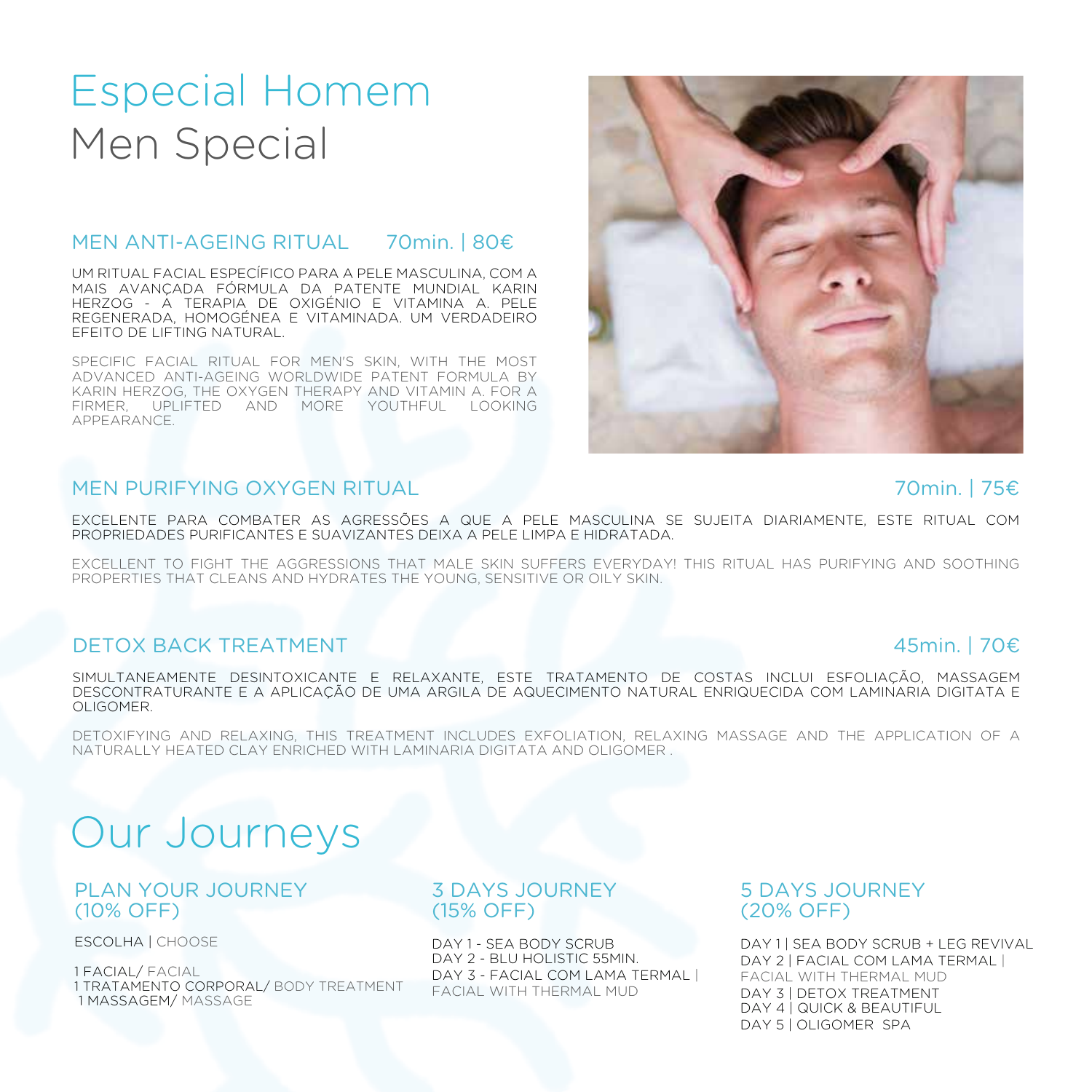# Especial Homem
# Men Special

### MEN ANTI-AGEING RITUAL — 70min. | 80€

UM RITUAL FACIAL ESPECÍFICO PARA A PELE MASCULINA, COM A MAIS AVANÇADA FÓRMULA DA PATENTE MUNDIAL KARIN HERZOG - A TERAPIA DE OXIGÉNIO E VITAMINA A. PELE REGENERADA, HOMOGÉNEA E VITAMINADA. UM VERDADEIRO EFEITO DE LIFTING NATURAL.

SPECIFIC FACIAL RITUAL FOR MEN'S SKIN, WITH THE MOST ADVANCED ANTI-AGEING WORLDWIDE PATENT FORMULA BY KARIN HERZOG, THE OXYGEN THERAPY AND VITAMIN A. FOR A FIRMER, UPLIFTED AND MORE YOUTHFUL LOOKING APPEARANCE.

### MEN PURIFYING OXYGEN RITUAL — 70min. | 75€

EXCELENTE PARA COMBATER AS AGRESSÕES A QUE A PELE MASCULINA SE SUJEITA DIARIAMENTE, ESTE RITUAL COM PROPRIEDADES PURIFICANTES E SUAVIZANTES DEIXA A PELE LIMPA E HIDRATADA.

EXCELLENT TO FIGHT THE AGGRESSIONS THAT MALE SKIN SUFFERS EVERYDAY! THIS RITUAL HAS PURIFYING AND SOOTHING PROPERTIES THAT CLEANS AND HYDRATES THE YOUNG, SENSITIVE OR OILY SKIN.

### DETOX BACK TREATMENT — 45min. | 70€

SIMULTANEAMENTE DESINTOXICANTE E RELAXANTE, ESTE TRATAMENTO DE COSTAS INCLUI ESFOLIAÇÃO, MASSAGEM DESCONTRATURANTE E A APLICAÇÃO DE UMA ARGILA DE AQUECIMENTO NATURAL ENRIQUECIDA COM LAMINARIA DIGITATA E OLIGOMER.

DETOXIFYING AND RELAXING, THIS TREATMENT INCLUDES EXFOLIATION, RELAXING MASSAGE AND THE APPLICATION OF A NATURALLY HEATED CLAY ENRICHED WITH LAMINARIA DIGITATA AND OLIGOMER .

# Our Journeys

### PLAN YOUR JOURNEY (10% OFF)

ESCOLHA | CHOOSE

1 FACIAL/ FACIAL
1 TRATAMENTO CORPORAL/ BODY TREATMENT
1 MASSAGEM/ MASSAGE

### 3 DAYS JOURNEY (15% OFF)

DAY 1 - SEA BODY SCRUB
DAY 2 - BLU HOLISTIC 55MIN.
DAY 3 - FACIAL COM LAMA TERMAL | FACIAL WITH THERMAL MUD

### 5 DAYS JOURNEY (20% OFF)

DAY 1 | SEA BODY SCRUB + LEG REVIVAL
DAY 2 | FACIAL COM LAMA TERMAL | FACIAL WITH THERMAL MUD
DAY 3 | DETOX TREATMENT
DAY 4 | QUICK & BEAUTIFUL
DAY 5 | OLIGOMER SPA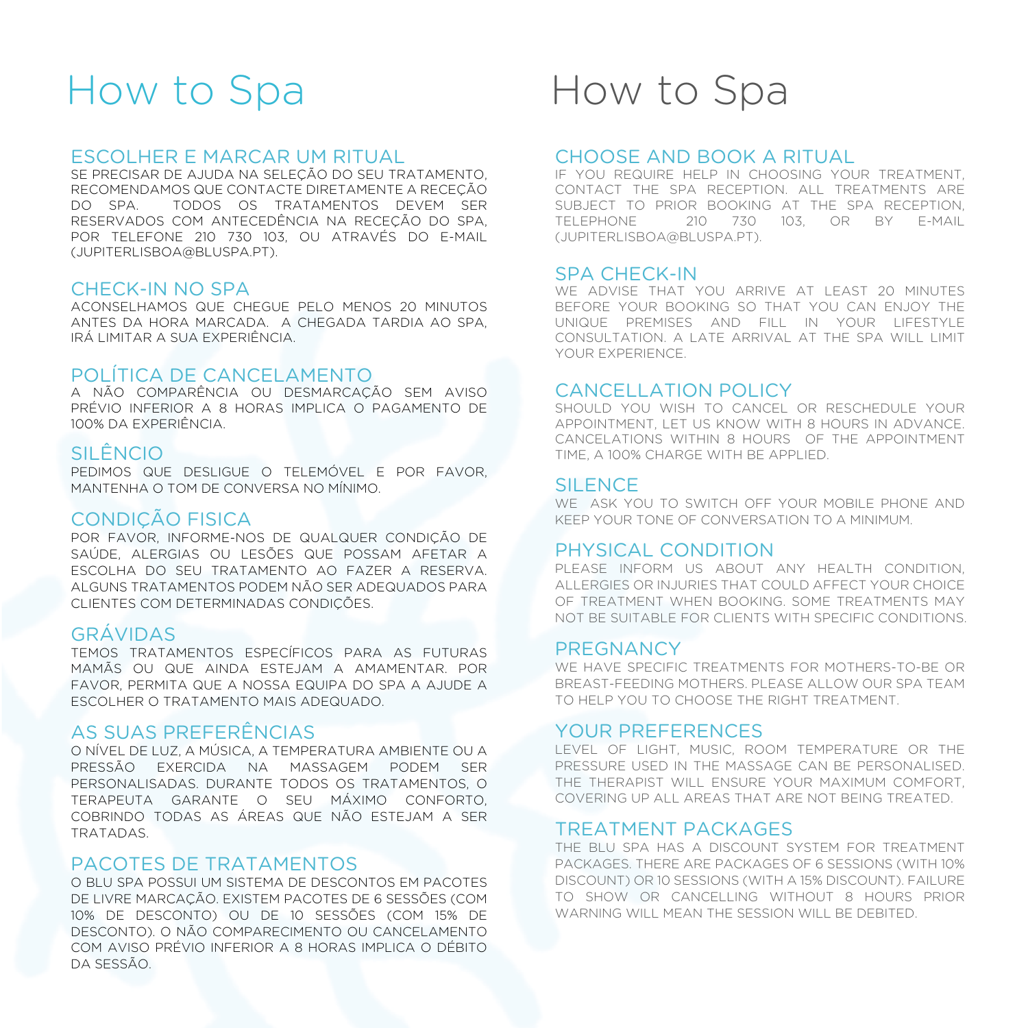# How to Spa

## ESCOLHER E MARCAR UM RITUAL

SE PRECISAR DE AJUDA NA SELEÇÃO DO SEU TRATAMENTO, RECOMENDAMOS QUE CONTACTE DIRETAMENTE A RECEÇÃO DO SPA. TODOS OS TRATAMENTOS DEVEM SER RESERVADOS COM ANTECEDÊNCIA NA RECEÇÃO DO SPA, POR TELEFONE 210 730 103, OU ATRAVÉS DO E-MAIL (JUPITERLISBOA@BLUSPA.PT).

## CHECK-IN NO SPA

ACONSELHAMOS QUE CHEGUE PELO MENOS 20 MINUTOS ANTES DA HORA MARCADA. A CHEGADA TARDIA AO SPA, IRÁ LIMITAR A SUA EXPERIÊNCIA.

## POLÍTICA DE CANCELAMENTO

A NÃO COMPARÊNCIA OU DESMARCAÇÃO SEM AVISO PRÉVIO INFERIOR A 8 HORAS IMPLICA O PAGAMENTO DE 100% DA EXPERIÊNCIA.

## SILÊNCIO

PEDIMOS QUE DESLIGUE O TELEMÓVEL E POR FAVOR, MANTENHA O TOM DE CONVERSA NO MÍNIMO.

## CONDIÇÃO FISICA

POR FAVOR, INFORME-NOS DE QUALQUER CONDIÇÃO DE SAÚDE, ALERGIAS OU LESÕES QUE POSSAM AFETAR A ESCOLHA DO SEU TRATAMENTO AO FAZER A RESERVA. ALGUNS TRATAMENTOS PODEM NÃO SER ADEQUADOS PARA CLIENTES COM DETERMINADAS CONDIÇÕES.

## GRÁVIDAS

TEMOS TRATAMENTOS ESPECÍFICOS PARA AS FUTURAS MAMÃS OU QUE AINDA ESTEJAM A AMAMENTAR. POR FAVOR, PERMITA QUE A NOSSA EQUIPA DO SPA A AJUDE A ESCOLHER O TRATAMENTO MAIS ADEQUADO.

## AS SUAS PREFERÊNCIAS

O NÍVEL DE LUZ, A MÚSICA, A TEMPERATURA AMBIENTE OU A PRESSÃO EXERCIDA NA MASSAGEM PODEM SER PERSONALISADAS. DURANTE TODOS OS TRATAMENTOS, O TERAPEUTA GARANTE O SEU MÁXIMO CONFORTO, COBRINDO TODAS AS ÁREAS QUE NÃO ESTEJAM A SER TRATADAS.

## PACOTES DE TRATAMENTOS

O BLU SPA POSSUI UM SISTEMA DE DESCONTOS EM PACOTES DE LIVRE MARCAÇÃO. EXISTEM PACOTES DE 6 SESSÕES (COM 10% DE DESCONTO) OU DE 10 SESSÕES (COM 15% DE DESCONTO). O NÃO COMPARECIMENTO OU CANCELAMENTO COM AVISO PRÉVIO INFERIOR A 8 HORAS IMPLICA O DÉBITO DA SESSÃO.

# How to Spa

## CHOOSE AND BOOK A RITUAL

IF YOU REQUIRE HELP IN CHOOSING YOUR TREATMENT, CONTACT THE SPA RECEPTION. ALL TREATMENTS ARE SUBJECT TO PRIOR BOOKING AT THE SPA RECEPTION, TELEPHONE 210 730 103, OR BY E-MAIL (JUPITERLISBOA@BLUSPA.PT).

## SPA CHECK-IN

WE ADVISE THAT YOU ARRIVE AT LEAST 20 MINUTES BEFORE YOUR BOOKING SO THAT YOU CAN ENJOY THE UNIQUE PREMISES AND FILL IN YOUR LIFESTYLE CONSULTATION. A LATE ARRIVAL AT THE SPA WILL LIMIT YOUR EXPERIENCE.

## CANCELLATION POLICY

SHOULD YOU WISH TO CANCEL OR RESCHEDULE YOUR APPOINTMENT, LET US KNOW WITH 8 HOURS IN ADVANCE. CANCELATIONS WITHIN 8 HOURS OF THE APPOINTMENT TIME, A 100% CHARGE WITH BE APPLIED.

## SILENCE

WE ASK YOU TO SWITCH OFF YOUR MOBILE PHONE AND KEEP YOUR TONE OF CONVERSATION TO A MINIMUM.

## PHYSICAL CONDITION

PLEASE INFORM US ABOUT ANY HEALTH CONDITION, ALLERGIES OR INJURIES THAT COULD AFFECT YOUR CHOICE OF TREATMENT WHEN BOOKING. SOME TREATMENTS MAY NOT BE SUITABLE FOR CLIENTS WITH SPECIFIC CONDITIONS.

## PREGNANCY

WE HAVE SPECIFIC TREATMENTS FOR MOTHERS-TO-BE OR BREAST-FEEDING MOTHERS. PLEASE ALLOW OUR SPA TEAM TO HELP YOU TO CHOOSE THE RIGHT TREATMENT.

## YOUR PREFERENCES

LEVEL OF LIGHT, MUSIC, ROOM TEMPERATURE OR THE PRESSURE USED IN THE MASSAGE CAN BE PERSONALISED. THE THERAPIST WILL ENSURE YOUR MAXIMUM COMFORT, COVERING UP ALL AREAS THAT ARE NOT BEING TREATED.

## TREATMENT PACKAGES

THE BLU SPA HAS A DISCOUNT SYSTEM FOR TREATMENT PACKAGES. THERE ARE PACKAGES OF 6 SESSIONS (WITH 10% DISCOUNT) OR 10 SESSIONS (WITH A 15% DISCOUNT). FAILURE TO SHOW OR CANCELLING WITHOUT 8 HOURS PRIOR WARNING WILL MEAN THE SESSION WILL BE DEBITED.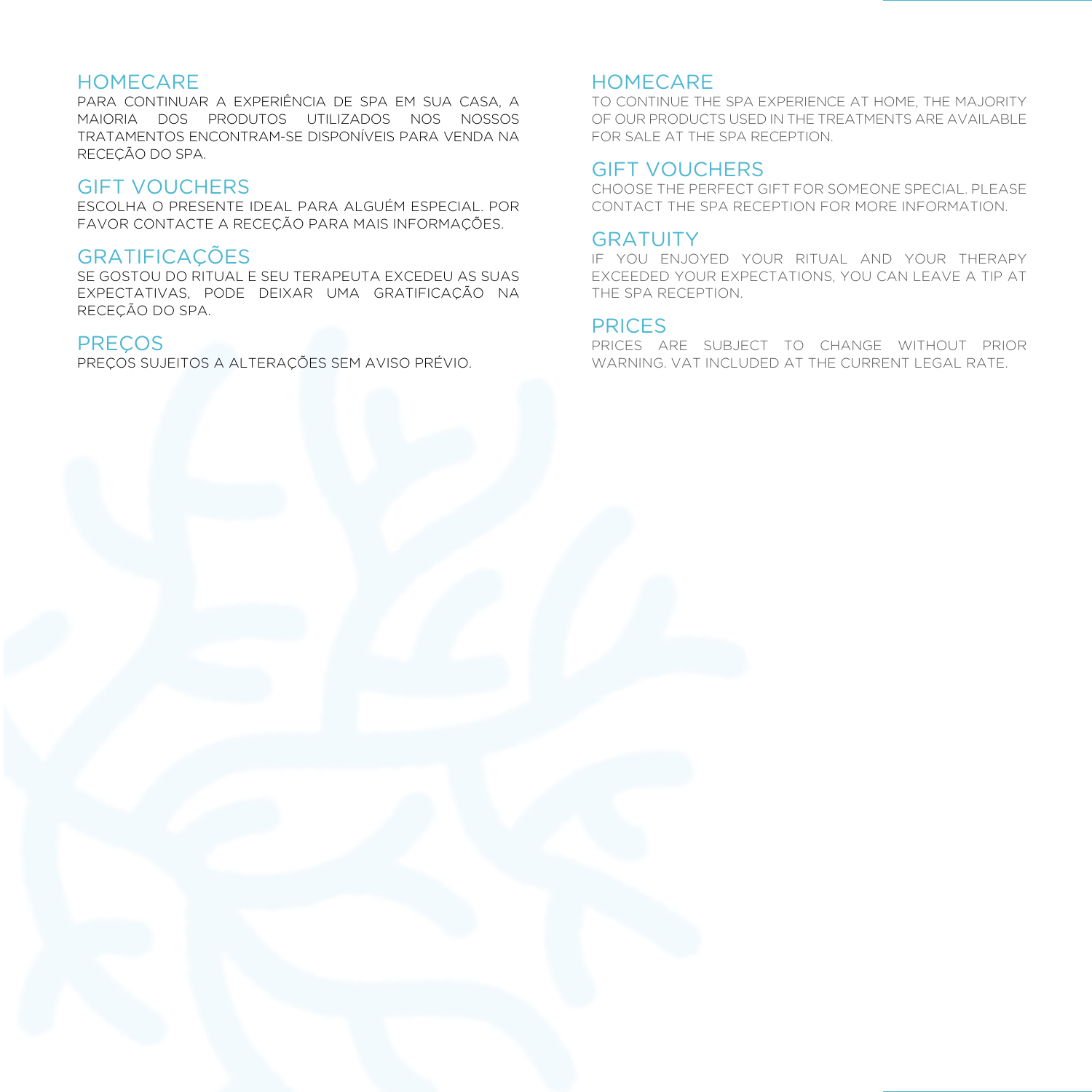## HOMECARE

PARA CONTINUAR A EXPERIÊNCIA DE SPA EM SUA CASA, A MAIORIA DOS PRODUTOS UTILIZADOS NOS NOSSOS TRATAMENTOS ENCONTRAM-SE DISPONÍVEIS PARA VENDA NA RECEÇÃO DO SPA.

## GIFT VOUCHERS

ESCOLHA O PRESENTE IDEAL PARA ALGUÉM ESPECIAL. POR FAVOR CONTACTE A RECEÇÃO PARA MAIS INFORMAÇÕES.

## GRATIFICAÇÕES

SE GOSTOU DO RITUAL E SEU TERAPEUTA EXCEDEU AS SUAS EXPECTATIVAS, PODE DEIXAR UMA GRATIFICAÇÃO NA RECEÇÃO DO SPA.

## PREÇOS

PREÇOS SUJEITOS A ALTERAÇÕES SEM AVISO PRÉVIO.

## HOMECARE

TO CONTINUE THE SPA EXPERIENCE AT HOME, THE MAJORITY OF OUR PRODUCTS USED IN THE TREATMENTS ARE AVAILABLE FOR SALE AT THE SPA RECEPTION.

## GIFT VOUCHERS

CHOOSE THE PERFECT GIFT FOR SOMEONE SPECIAL. PLEASE CONTACT THE SPA RECEPTION FOR MORE INFORMATION.

## GRATUITY

IF YOU ENJOYED YOUR RITUAL AND YOUR THERAPY EXCEEDED YOUR EXPECTATIONS, YOU CAN LEAVE A TIP AT THE SPA RECEPTION.

## PRICES

PRICES ARE SUBJECT TO CHANGE WITHOUT PRIOR WARNING. VAT INCLUDED AT THE CURRENT LEGAL RATE.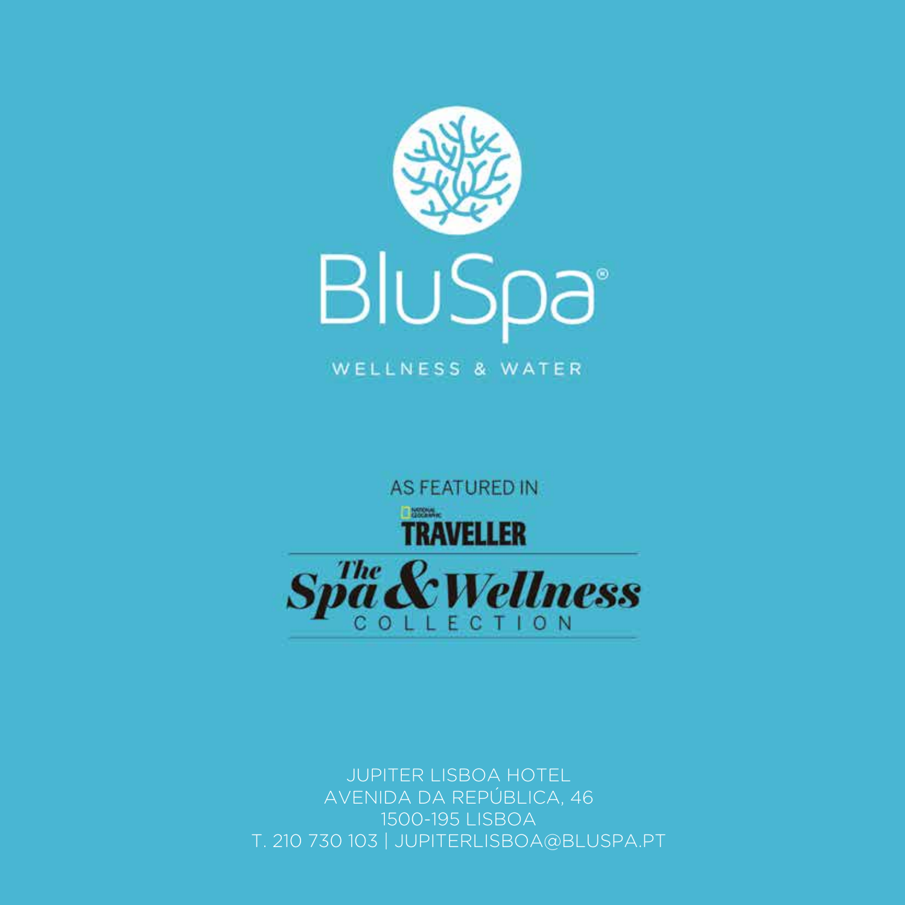# BluSpa®

WELLNESS & WATER

AS FEATURED IN

NATIONAL GEOGRAPHIC TRAVELLER

The Spa & Wellness COLLECTION

JUPITER LISBOA HOTEL
AVENIDA DA REPÚBLICA, 46
1500-195 LISBOA
T. 210 730 103 | JUPITERLISBOA@BLUSPA.PT